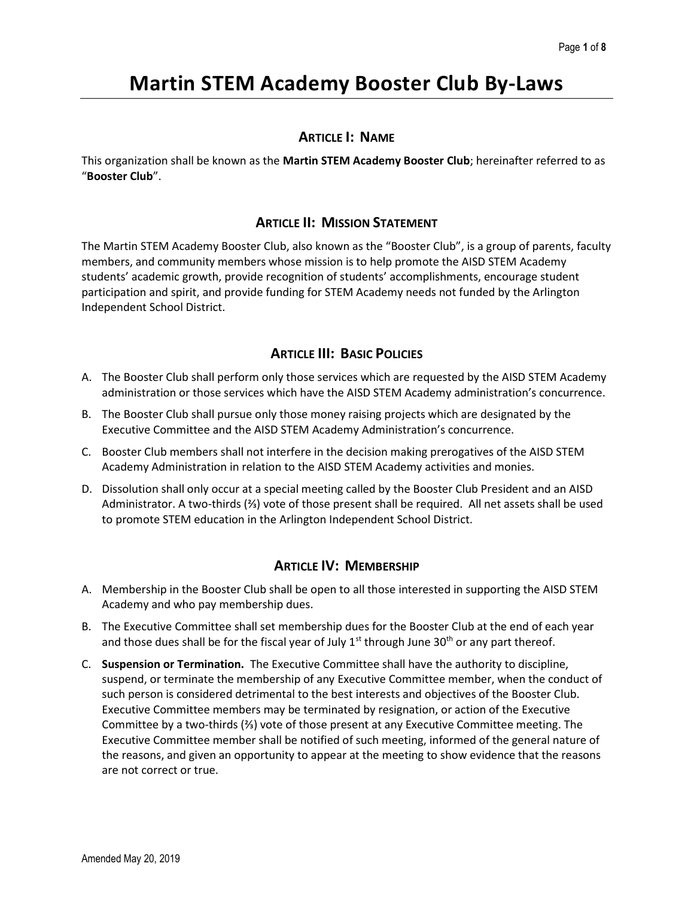# Martin STEM Academy Booster Club By-Laws

## ARTICLE I: NAME

This organization shall be known as the **Martin STEM Academy Booster Club**; hereinafter referred to as "**Booster Club**".

## ARTICLE II: MISSION STATEMENT

The Martin STEM Academy Booster Club, also known as the "Booster Club", is a group of parents, faculty members, and community members whose mission is to help promote the AISD STEM Academy students' academic growth, provide recognition of students' accomplishments, encourage student participation and spirit, and provide funding for STEM Academy needs not funded by the Arlington Independent School District.

## ARTICLE III: BASIC POLICIES

A. The Booster Club shall perform only those services which are requested by the AISD STEM Academy administration or those services which have the AISD STEM Academy administration's concurrence.

B. The Booster Club shall pursue only those money raising projects which are designated by the Executive Committee and the AISD STEM Academy Administration's concurrence.

C. Booster Club members shall not interfere in the decision making prerogatives of the AISD STEM Academy Administration in relation to the AISD STEM Academy activities and monies.

D. Dissolution shall only occur at a special meeting called by the Booster Club President and an AISD Administrator. A two-thirds (⅔) vote of those present shall be required. All net assets shall be used to promote STEM education in the Arlington Independent School District.

## ARTICLE IV: MEMBERSHIP

A. Membership in the Booster Club shall be open to all those interested in supporting the AISD STEM Academy and who pay membership dues.

B. The Executive Committee shall set membership dues for the Booster Club at the end of each year and those dues shall be for the fiscal year of July 1st through June 30th or any part thereof.

C. **Suspension or Termination.** The Executive Committee shall have the authority to discipline, suspend, or terminate the membership of any Executive Committee member, when the conduct of such person is considered detrimental to the best interests and objectives of the Booster Club. Executive Committee members may be terminated by resignation, or action of the Executive Committee by a two-thirds (⅔) vote of those present at any Executive Committee meeting. The Executive Committee member shall be notified of such meeting, informed of the general nature of the reasons, and given an opportunity to appear at the meeting to show evidence that the reasons are not correct or true.

Amended May 20, 2019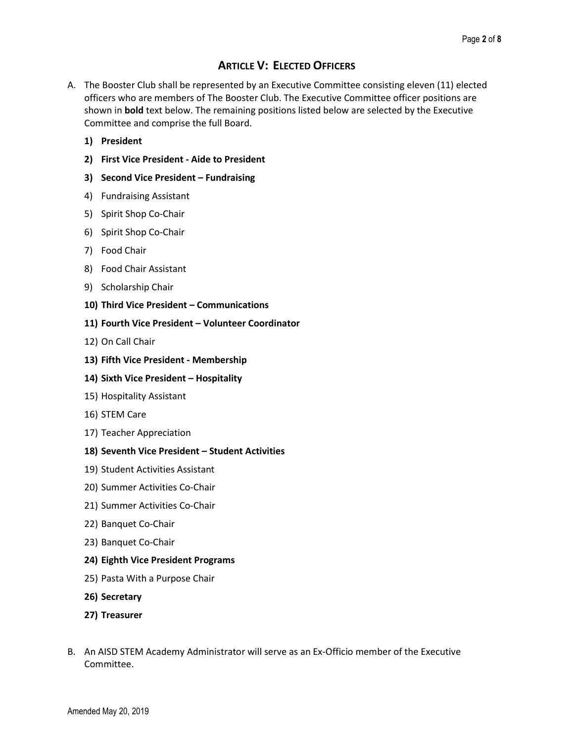## ARTICLE V: ELECTED OFFICERS

A. The Booster Club shall be represented by an Executive Committee consisting eleven (11) elected officers who are members of The Booster Club. The Executive Committee officer positions are shown in **bold** text below. The remaining positions listed below are selected by the Executive Committee and comprise the full Board.

   1) **President**
   2) **First Vice President - Aide to President**
   3) **Second Vice President – Fundraising**
   4) Fundraising Assistant
   5) Spirit Shop Co-Chair
   6) Spirit Shop Co-Chair
   7) Food Chair
   8) Food Chair Assistant
   9) Scholarship Chair
   10) **Third Vice President – Communications**
   11) **Fourth Vice President – Volunteer Coordinator**
   12) On Call Chair
   13) **Fifth Vice President - Membership**
   14) **Sixth Vice President – Hospitality**
   15) Hospitality Assistant
   16) STEM Care
   17) Teacher Appreciation
   18) **Seventh Vice President – Student Activities**
   19) Student Activities Assistant
   20) Summer Activities Co-Chair
   21) Summer Activities Co-Chair
   22) Banquet Co-Chair
   23) Banquet Co-Chair
   24) **Eighth Vice President Programs**
   25) Pasta With a Purpose Chair
   26) **Secretary**
   27) **Treasurer**

B. An AISD STEM Academy Administrator will serve as an Ex-Officio member of the Executive Committee.

Amended May 20, 2019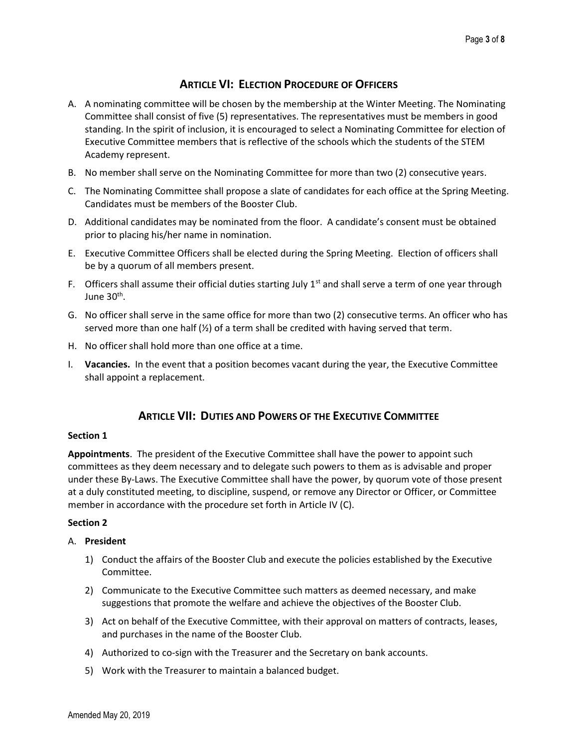## ARTICLE VI: ELECTION PROCEDURE OF OFFICERS

A. A nominating committee will be chosen by the membership at the Winter Meeting. The Nominating Committee shall consist of five (5) representatives. The representatives must be members in good standing. In the spirit of inclusion, it is encouraged to select a Nominating Committee for election of Executive Committee members that is reflective of the schools which the students of the STEM Academy represent.

B. No member shall serve on the Nominating Committee for more than two (2) consecutive years.

C. The Nominating Committee shall propose a slate of candidates for each office at the Spring Meeting. Candidates must be members of the Booster Club.

D. Additional candidates may be nominated from the floor. A candidate's consent must be obtained prior to placing his/her name in nomination.

E. Executive Committee Officers shall be elected during the Spring Meeting. Election of officers shall be by a quorum of all members present.

F. Officers shall assume their official duties starting July 1st and shall serve a term of one year through June 30th.

G. No officer shall serve in the same office for more than two (2) consecutive terms. An officer who has served more than one half (½) of a term shall be credited with having served that term.

H. No officer shall hold more than one office at a time.

I. **Vacancies.** In the event that a position becomes vacant during the year, the Executive Committee shall appoint a replacement.

## ARTICLE VII: DUTIES AND POWERS OF THE EXECUTIVE COMMITTEE

**Section 1**

**Appointments**. The president of the Executive Committee shall have the power to appoint such committees as they deem necessary and to delegate such powers to them as is advisable and proper under these By-Laws. The Executive Committee shall have the power, by quorum vote of those present at a duly constituted meeting, to discipline, suspend, or remove any Director or Officer, or Committee member in accordance with the procedure set forth in Article IV (C).

**Section 2**

A. **President**

1) Conduct the affairs of the Booster Club and execute the policies established by the Executive Committee.
2) Communicate to the Executive Committee such matters as deemed necessary, and make suggestions that promote the welfare and achieve the objectives of the Booster Club.
3) Act on behalf of the Executive Committee, with their approval on matters of contracts, leases, and purchases in the name of the Booster Club.
4) Authorized to co-sign with the Treasurer and the Secretary on bank accounts.
5) Work with the Treasurer to maintain a balanced budget.

Amended May 20, 2019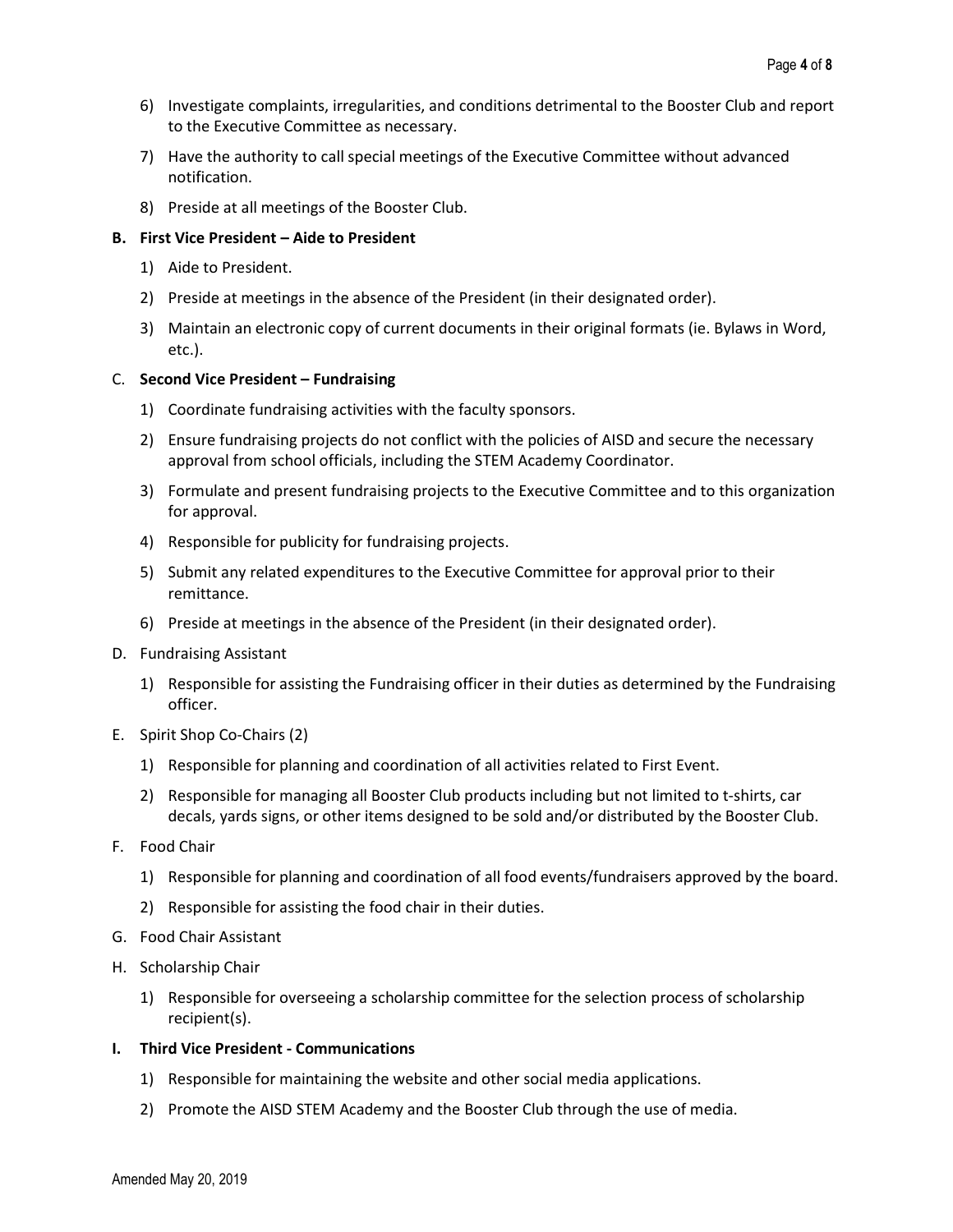6) Investigate complaints, irregularities, and conditions detrimental to the Booster Club and report to the Executive Committee as necessary.

7) Have the authority to call special meetings of the Executive Committee without advanced notification.

8) Preside at all meetings of the Booster Club.

**B. First Vice President – Aide to President**

1) Aide to President.

2) Preside at meetings in the absence of the President (in their designated order).

3) Maintain an electronic copy of current documents in their original formats (ie. Bylaws in Word, etc.).

C. **Second Vice President – Fundraising**

1) Coordinate fundraising activities with the faculty sponsors.

2) Ensure fundraising projects do not conflict with the policies of AISD and secure the necessary approval from school officials, including the STEM Academy Coordinator.

3) Formulate and present fundraising projects to the Executive Committee and to this organization for approval.

4) Responsible for publicity for fundraising projects.

5) Submit any related expenditures to the Executive Committee for approval prior to their remittance.

6) Preside at meetings in the absence of the President (in their designated order).

D. Fundraising Assistant

1) Responsible for assisting the Fundraising officer in their duties as determined by the Fundraising officer.

E. Spirit Shop Co-Chairs (2)

1) Responsible for planning and coordination of all activities related to First Event.

2) Responsible for managing all Booster Club products including but not limited to t-shirts, car decals, yards signs, or other items designed to be sold and/or distributed by the Booster Club.

F. Food Chair

1) Responsible for planning and coordination of all food events/fundraisers approved by the board.

2) Responsible for assisting the food chair in their duties.

G. Food Chair Assistant

H. Scholarship Chair

1) Responsible for overseeing a scholarship committee for the selection process of scholarship recipient(s).

**I. Third Vice President - Communications**

1) Responsible for maintaining the website and other social media applications.

2) Promote the AISD STEM Academy and the Booster Club through the use of media.

Amended May 20, 2019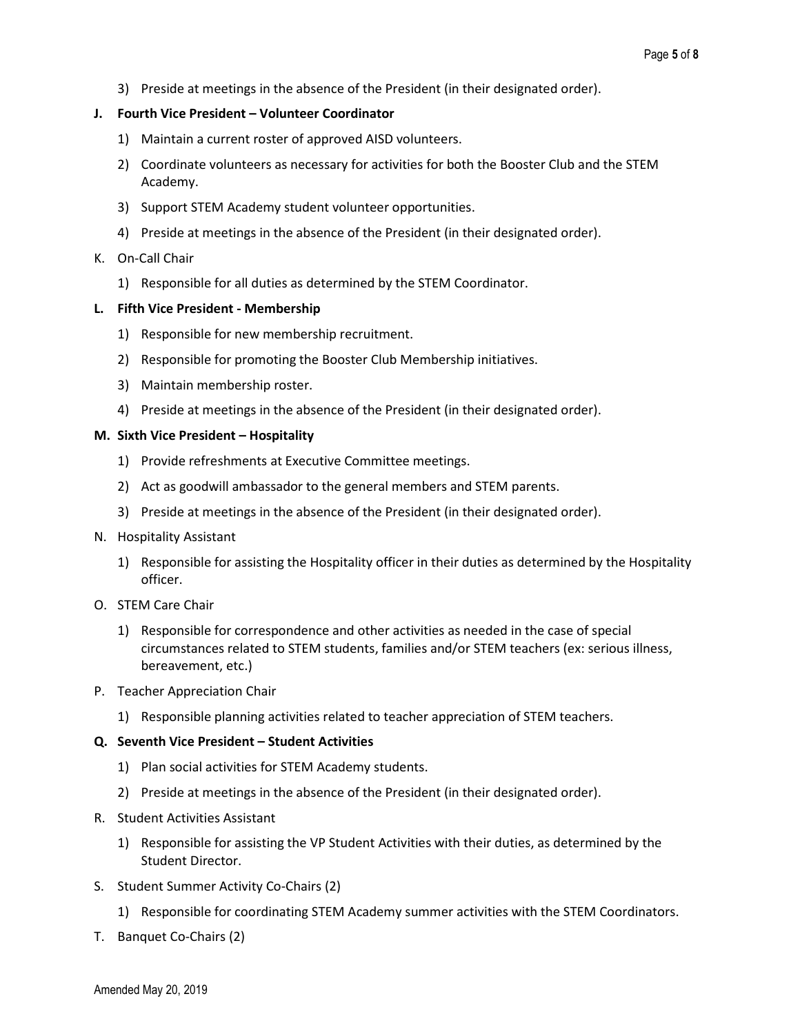3) Preside at meetings in the absence of the President (in their designated order).

**J. Fourth Vice President – Volunteer Coordinator**

1) Maintain a current roster of approved AISD volunteers.
2) Coordinate volunteers as necessary for activities for both the Booster Club and the STEM Academy.
3) Support STEM Academy student volunteer opportunities.
4) Preside at meetings in the absence of the President (in their designated order).

K. On-Call Chair

1) Responsible for all duties as determined by the STEM Coordinator.

**L. Fifth Vice President - Membership**

1) Responsible for new membership recruitment.
2) Responsible for promoting the Booster Club Membership initiatives.
3) Maintain membership roster.
4) Preside at meetings in the absence of the President (in their designated order).

**M. Sixth Vice President – Hospitality**

1) Provide refreshments at Executive Committee meetings.
2) Act as goodwill ambassador to the general members and STEM parents.
3) Preside at meetings in the absence of the President (in their designated order).

N. Hospitality Assistant

1) Responsible for assisting the Hospitality officer in their duties as determined by the Hospitality officer.

O. STEM Care Chair

1) Responsible for correspondence and other activities as needed in the case of special circumstances related to STEM students, families and/or STEM teachers (ex: serious illness, bereavement, etc.)

P. Teacher Appreciation Chair

1) Responsible planning activities related to teacher appreciation of STEM teachers.

**Q. Seventh Vice President – Student Activities**

1) Plan social activities for STEM Academy students.
2) Preside at meetings in the absence of the President (in their designated order).

R. Student Activities Assistant

1) Responsible for assisting the VP Student Activities with their duties, as determined by the Student Director.

S. Student Summer Activity Co-Chairs (2)

1) Responsible for coordinating STEM Academy summer activities with the STEM Coordinators.

T. Banquet Co-Chairs (2)

Amended May 20, 2019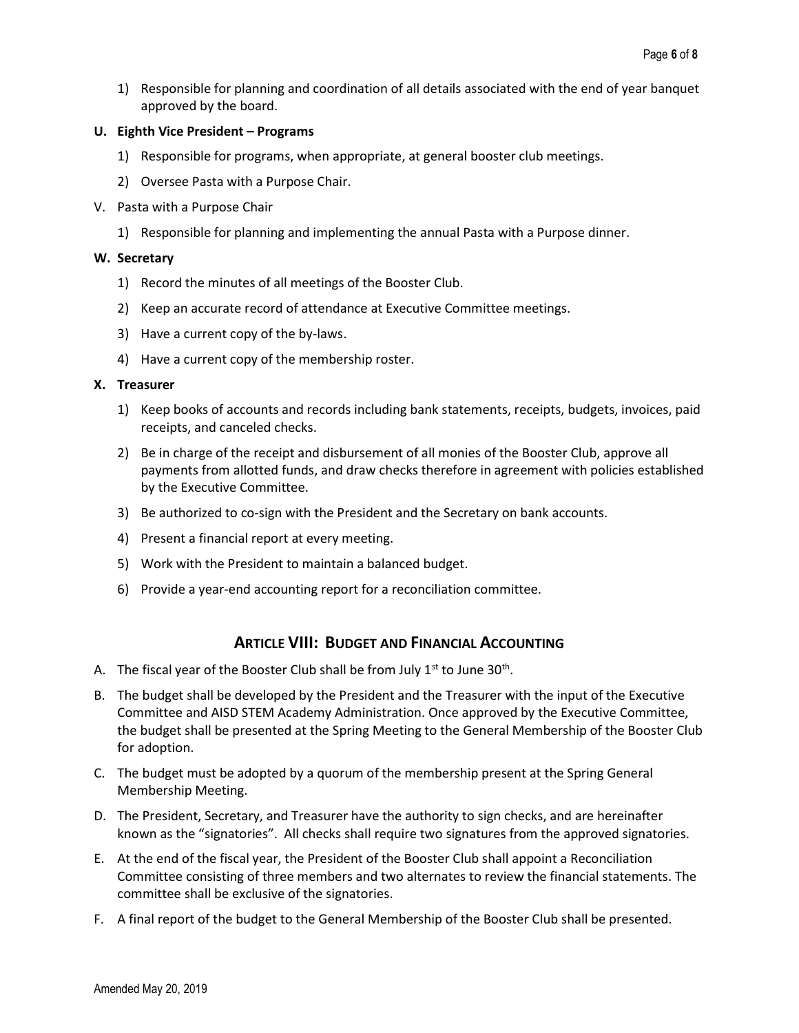1) Responsible for planning and coordination of all details associated with the end of year banquet approved by the board.

**U. Eighth Vice President – Programs**

1) Responsible for programs, when appropriate, at general booster club meetings.
2) Oversee Pasta with a Purpose Chair.

V. Pasta with a Purpose Chair

1) Responsible for planning and implementing the annual Pasta with a Purpose dinner.

**W. Secretary**

1) Record the minutes of all meetings of the Booster Club.
2) Keep an accurate record of attendance at Executive Committee meetings.
3) Have a current copy of the by-laws.
4) Have a current copy of the membership roster.

**X. Treasurer**

1) Keep books of accounts and records including bank statements, receipts, budgets, invoices, paid receipts, and canceled checks.
2) Be in charge of the receipt and disbursement of all monies of the Booster Club, approve all payments from allotted funds, and draw checks therefore in agreement with policies established by the Executive Committee.
3) Be authorized to co-sign with the President and the Secretary on bank accounts.
4) Present a financial report at every meeting.
5) Work with the President to maintain a balanced budget.
6) Provide a year-end accounting report for a reconciliation committee.

## ARTICLE VIII: BUDGET AND FINANCIAL ACCOUNTING

A. The fiscal year of the Booster Club shall be from July 1st to June 30th.

B. The budget shall be developed by the President and the Treasurer with the input of the Executive Committee and AISD STEM Academy Administration. Once approved by the Executive Committee, the budget shall be presented at the Spring Meeting to the General Membership of the Booster Club for adoption.

C. The budget must be adopted by a quorum of the membership present at the Spring General Membership Meeting.

D. The President, Secretary, and Treasurer have the authority to sign checks, and are hereinafter known as the "signatories". All checks shall require two signatures from the approved signatories.

E. At the end of the fiscal year, the President of the Booster Club shall appoint a Reconciliation Committee consisting of three members and two alternates to review the financial statements. The committee shall be exclusive of the signatories.

F. A final report of the budget to the General Membership of the Booster Club shall be presented.

Amended May 20, 2019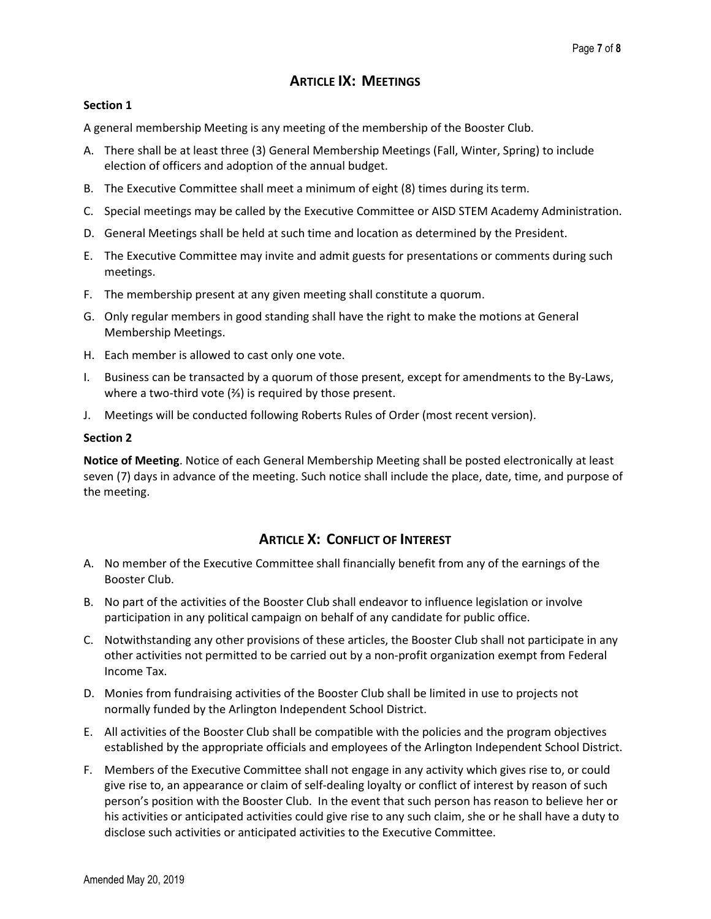## Article IX: Meetings

**Section 1**

A general membership Meeting is any meeting of the membership of the Booster Club.

A. There shall be at least three (3) General Membership Meetings (Fall, Winter, Spring) to include election of officers and adoption of the annual budget.

B. The Executive Committee shall meet a minimum of eight (8) times during its term.

C. Special meetings may be called by the Executive Committee or AISD STEM Academy Administration.

D. General Meetings shall be held at such time and location as determined by the President.

E. The Executive Committee may invite and admit guests for presentations or comments during such meetings.

F. The membership present at any given meeting shall constitute a quorum.

G. Only regular members in good standing shall have the right to make the motions at General Membership Meetings.

H. Each member is allowed to cast only one vote.

I. Business can be transacted by a quorum of those present, except for amendments to the By-Laws, where a two-third vote (⅔) is required by those present.

J. Meetings will be conducted following Roberts Rules of Order (most recent version).

**Section 2**

**Notice of Meeting**. Notice of each General Membership Meeting shall be posted electronically at least seven (7) days in advance of the meeting. Such notice shall include the place, date, time, and purpose of the meeting.

## Article X: Conflict of Interest

A. No member of the Executive Committee shall financially benefit from any of the earnings of the Booster Club.

B. No part of the activities of the Booster Club shall endeavor to influence legislation or involve participation in any political campaign on behalf of any candidate for public office.

C. Notwithstanding any other provisions of these articles, the Booster Club shall not participate in any other activities not permitted to be carried out by a non-profit organization exempt from Federal Income Tax.

D. Monies from fundraising activities of the Booster Club shall be limited in use to projects not normally funded by the Arlington Independent School District.

E. All activities of the Booster Club shall be compatible with the policies and the program objectives established by the appropriate officials and employees of the Arlington Independent School District.

F. Members of the Executive Committee shall not engage in any activity which gives rise to, or could give rise to, an appearance or claim of self-dealing loyalty or conflict of interest by reason of such person's position with the Booster Club. In the event that such person has reason to believe her or his activities or anticipated activities could give rise to any such claim, she or he shall have a duty to disclose such activities or anticipated activities to the Executive Committee.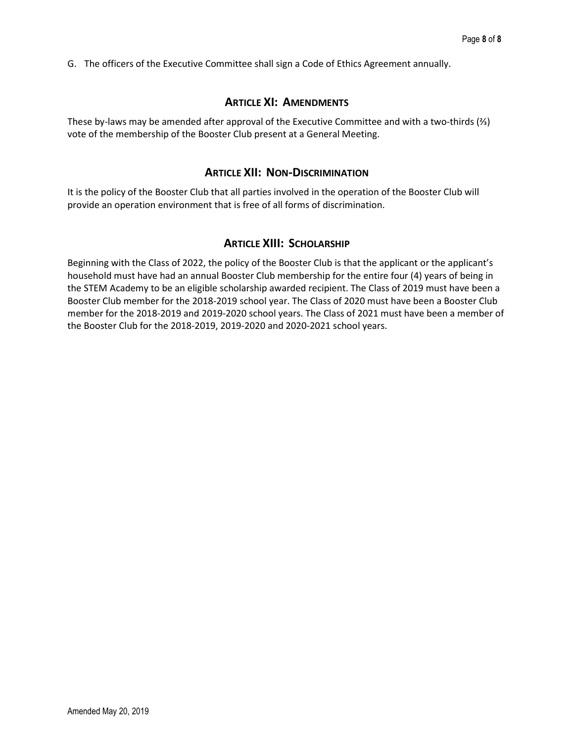G. The officers of the Executive Committee shall sign a Code of Ethics Agreement annually.

## ARTICLE XI: AMENDMENTS

These by-laws may be amended after approval of the Executive Committee and with a two-thirds (⅔) vote of the membership of the Booster Club present at a General Meeting.

## ARTICLE XII: NON-DISCRIMINATION

It is the policy of the Booster Club that all parties involved in the operation of the Booster Club will provide an operation environment that is free of all forms of discrimination.

## ARTICLE XIII: SCHOLARSHIP

Beginning with the Class of 2022, the policy of the Booster Club is that the applicant or the applicant's household must have had an annual Booster Club membership for the entire four (4) years of being in the STEM Academy to be an eligible scholarship awarded recipient. The Class of 2019 must have been a Booster Club member for the 2018-2019 school year. The Class of 2020 must have been a Booster Club member for the 2018-2019 and 2019-2020 school years. The Class of 2021 must have been a member of the Booster Club for the 2018-2019, 2019-2020 and 2020-2021 school years.

Amended May 20, 2019